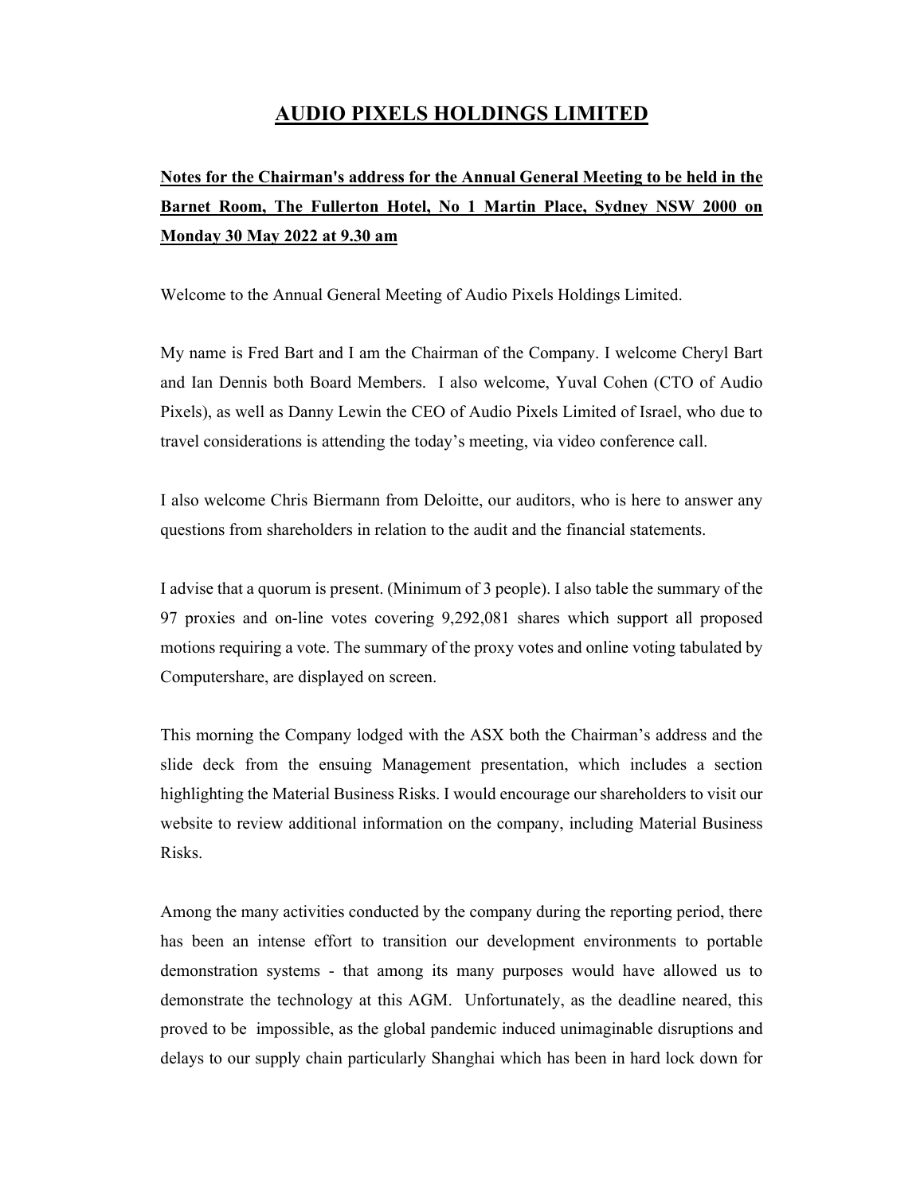# AUDIO PIXELS HOLDINGS LIMITED

**Notes for the Chairman's address for the Annual General Meeting to be held in the Barnet Room, The Fullerton Hotel, No 1 Martin Place, Sydney NSW 2000 on Monday 30 May 2022 at 9.30 am**

Welcome to the Annual General Meeting of Audio Pixels Holdings Limited.

My name is Fred Bart and I am the Chairman of the Company. I welcome Cheryl Bart and Ian Dennis both Board Members. I also welcome, Yuval Cohen (CTO of Audio Pixels), as well as Danny Lewin the CEO of Audio Pixels Limited of Israel, who due to travel considerations is attending the today's meeting, via video conference call.

I also welcome Chris Biermann from Deloitte, our auditors, who is here to answer any questions from shareholders in relation to the audit and the financial statements.

I advise that a quorum is present. (Minimum of 3 people). I also table the summary of the 97 proxies and on-line votes covering 9,292,081 shares which support all proposed motions requiring a vote. The summary of the proxy votes and online voting tabulated by Computershare, are displayed on screen.

This morning the Company lodged with the ASX both the Chairman's address and the slide deck from the ensuing Management presentation, which includes a section highlighting the Material Business Risks. I would encourage our shareholders to visit our website to review additional information on the company, including Material Business Risks.

Among the many activities conducted by the company during the reporting period, there has been an intense effort to transition our development environments to portable demonstration systems - that among its many purposes would have allowed us to demonstrate the technology at this AGM. Unfortunately, as the deadline neared, this proved to be impossible, as the global pandemic induced unimaginable disruptions and delays to our supply chain particularly Shanghai which has been in hard lock down for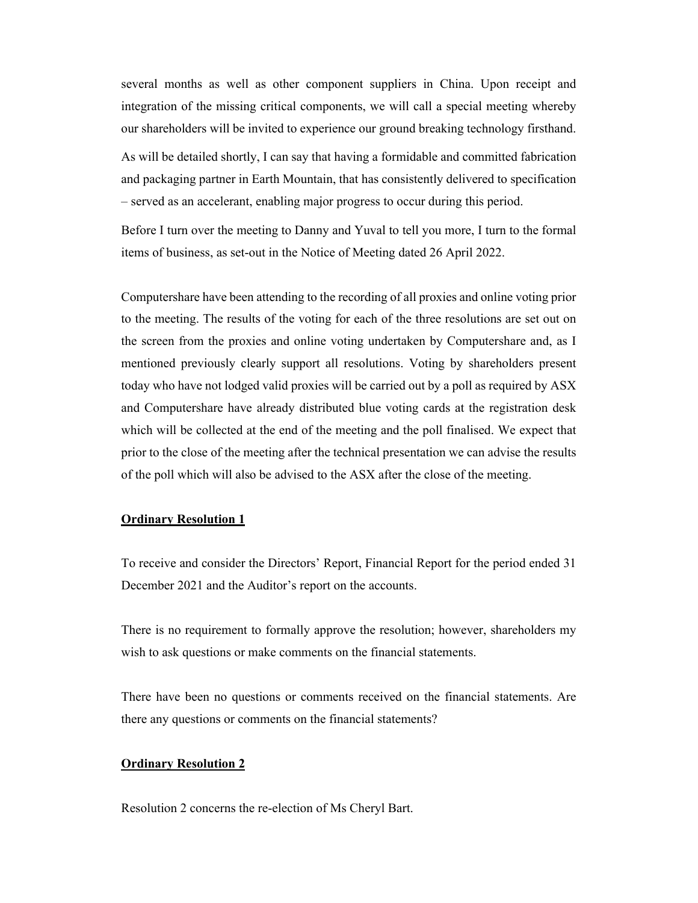several months as well as other component suppliers in China. Upon receipt and integration of the missing critical components, we will call a special meeting whereby our shareholders will be invited to experience our ground breaking technology firsthand.

As will be detailed shortly, I can say that having a formidable and committed fabrication and packaging partner in Earth Mountain, that has consistently delivered to specification – served as an accelerant, enabling major progress to occur during this period.

Before I turn over the meeting to Danny and Yuval to tell you more, I turn to the formal items of business, as set-out in the Notice of Meeting dated 26 April 2022.

Computershare have been attending to the recording of all proxies and online voting prior to the meeting. The results of the voting for each of the three resolutions are set out on the screen from the proxies and online voting undertaken by Computershare and, as I mentioned previously clearly support all resolutions. Voting by shareholders present today who have not lodged valid proxies will be carried out by a poll as required by ASX and Computershare have already distributed blue voting cards at the registration desk which will be collected at the end of the meeting and the poll finalised. We expect that prior to the close of the meeting after the technical presentation we can advise the results of the poll which will also be advised to the ASX after the close of the meeting.

**Ordinary Resolution 1**

To receive and consider the Directors' Report, Financial Report for the period ended 31 December 2021 and the Auditor's report on the accounts.

There is no requirement to formally approve the resolution; however, shareholders my wish to ask questions or make comments on the financial statements.

There have been no questions or comments received on the financial statements. Are there any questions or comments on the financial statements?

**Ordinary Resolution 2**

Resolution 2 concerns the re-election of Ms Cheryl Bart.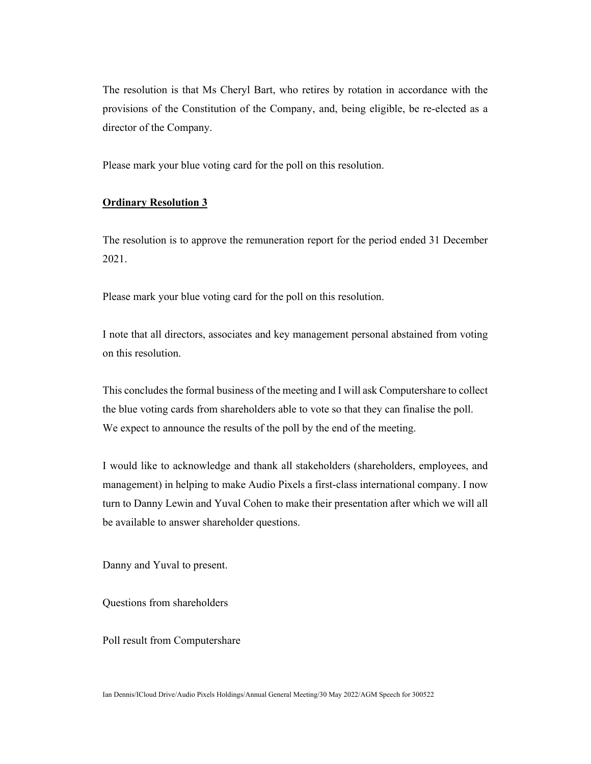The resolution is that Ms Cheryl Bart, who retires by rotation in accordance with the provisions of the Constitution of the Company, and, being eligible, be re-elected as a director of the Company.

Please mark your blue voting card for the poll on this resolution.

**Ordinary Resolution 3**

The resolution is to approve the remuneration report for the period ended 31 December 2021.

Please mark your blue voting card for the poll on this resolution.

I note that all directors, associates and key management personal abstained from voting on this resolution.

This concludes the formal business of the meeting and I will ask Computershare to collect the blue voting cards from shareholders able to vote so that they can finalise the poll. We expect to announce the results of the poll by the end of the meeting.

I would like to acknowledge and thank all stakeholders (shareholders, employees, and management) in helping to make Audio Pixels a first-class international company. I now turn to Danny Lewin and Yuval Cohen to make their presentation after which we will all be available to answer shareholder questions.

Danny and Yuval to present.

Questions from shareholders

Poll result from Computershare